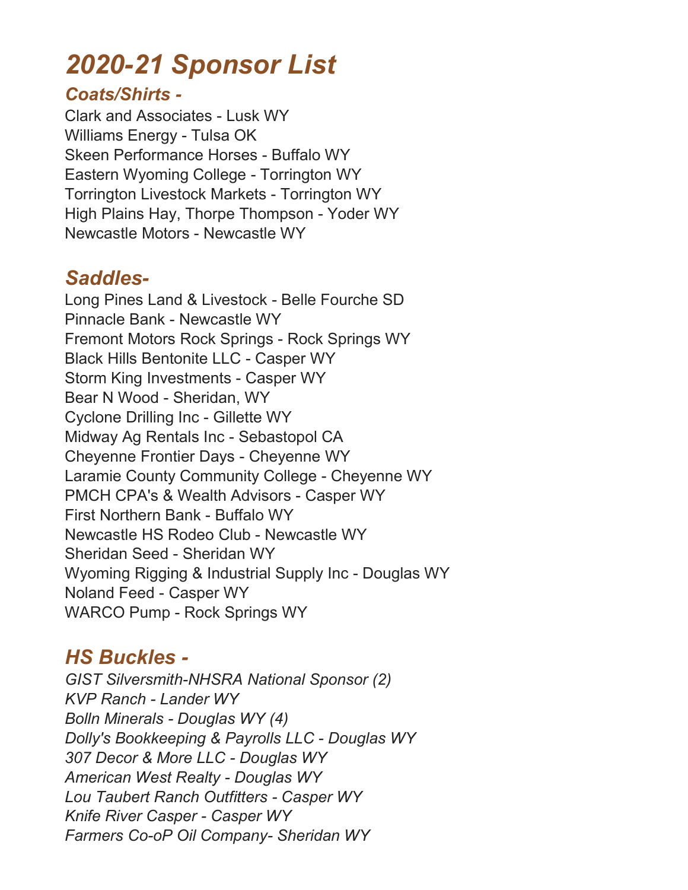# *2020-21 Sponsor List*

## *Coats/Shirts -*

Clark and Associates - Lusk WY
Williams Energy - Tulsa OK
Skeen Performance Horses - Buffalo WY
Eastern Wyoming College - Torrington WY
Torrington Livestock Markets - Torrington WY
High Plains Hay, Thorpe Thompson - Yoder WY
Newcastle Motors - Newcastle WY

## *Saddles-*

Long Pines Land & Livestock - Belle Fourche SD
Pinnacle Bank - Newcastle WY
Fremont Motors Rock Springs - Rock Springs WY
Black Hills Bentonite LLC - Casper WY
Storm King Investments - Casper WY
Bear N Wood - Sheridan, WY
Cyclone Drilling Inc - Gillette WY
Midway Ag Rentals Inc - Sebastopol CA
Cheyenne Frontier Days - Cheyenne WY
Laramie County Community College - Cheyenne WY
PMCH CPA's & Wealth Advisors - Casper WY
First Northern Bank - Buffalo WY
Newcastle HS Rodeo Club - Newcastle WY
Sheridan Seed - Sheridan WY
Wyoming Rigging & Industrial Supply Inc - Douglas WY
Noland Feed - Casper WY
WARCO Pump - Rock Springs WY

## *HS Buckles -*

*GIST Silversmith-NHSRA National Sponsor (2)*
*KVP Ranch - Lander WY*
*Bolln Minerals - Douglas WY (4)*
*Dolly's Bookkeeping & Payrolls LLC - Douglas WY*
*307 Decor & More LLC - Douglas WY*
*American West Realty - Douglas WY*
*Lou Taubert Ranch Outfitters - Casper WY*
*Knife River Casper - Casper WY*
*Farmers Co-oP Oil Company- Sheridan WY*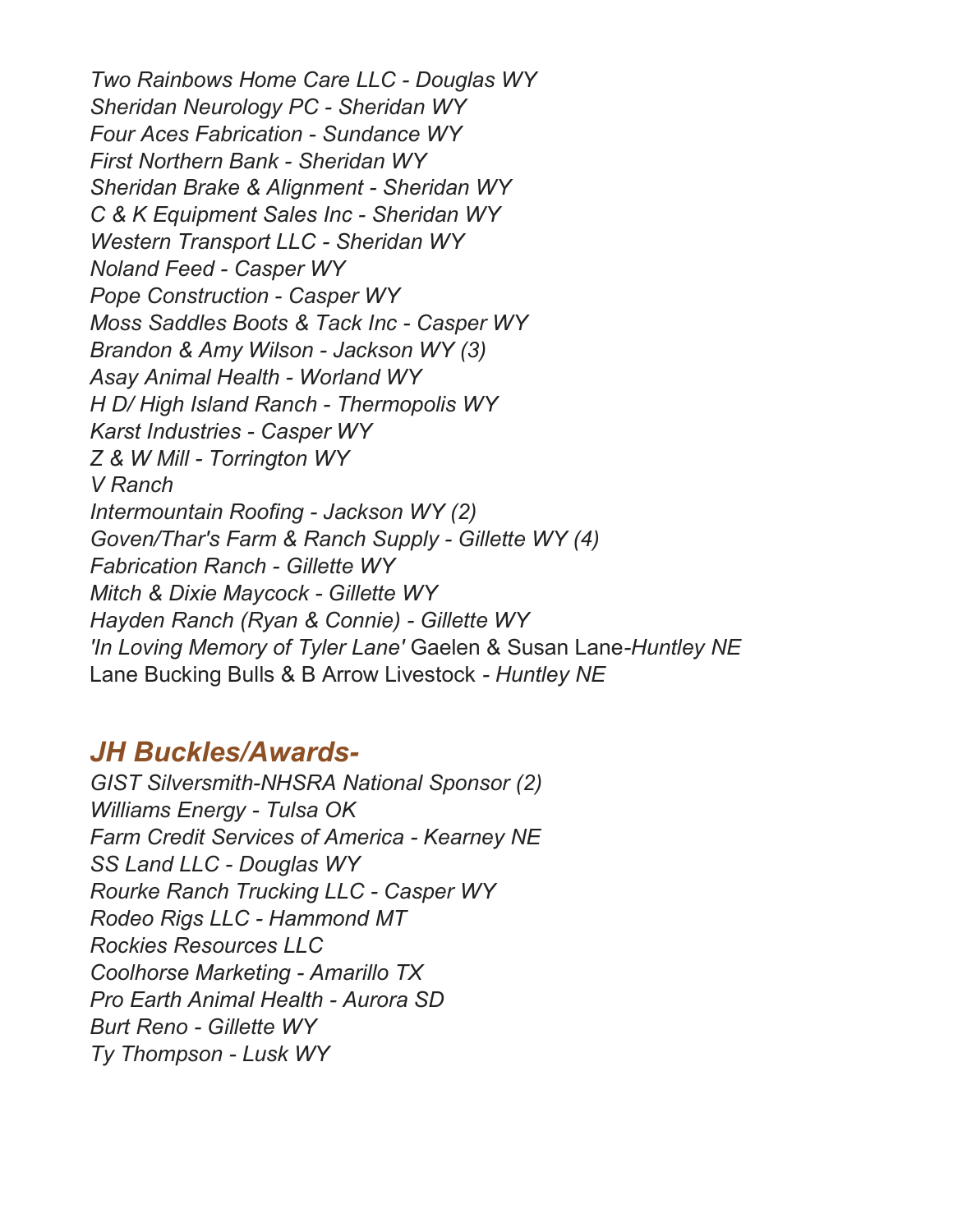*Two Rainbows Home Care LLC - Douglas WY*  
*Sheridan Neurology PC - Sheridan WY*  
*Four Aces Fabrication - Sundance WY*  
*First Northern Bank - Sheridan WY*  
*Sheridan Brake & Alignment - Sheridan WY*  
*C & K Equipment Sales Inc - Sheridan WY*  
*Western Transport LLC - Sheridan WY*  
*Noland Feed - Casper WY*  
*Pope Construction - Casper WY*  
*Moss Saddles Boots & Tack Inc - Casper WY*  
*Brandon & Amy Wilson - Jackson WY (3)*  
*Asay Animal Health - Worland WY*  
*H D/ High Island Ranch - Thermopolis WY*  
*Karst Industries - Casper WY*  
*Z & W Mill - Torrington WY*  
*V Ranch*  
*Intermountain Roofing - Jackson WY (2)*  
*Goven/Thar's Farm & Ranch Supply - Gillette WY (4)*  
*Fabrication Ranch - Gillette WY*  
*Mitch & Dixie Maycock - Gillette WY*  
*Hayden Ranch (Ryan & Connie) - Gillette WY*  
*'In Loving Memory of Tyler Lane'* Gaelen & Susan Lane-*Huntley NE*  
Lane Bucking Bulls & B Arrow Livestock - *Huntley NE*

## *JH Buckles/Awards-*

*GIST Silversmith-NHSRA National Sponsor (2)*  
*Williams Energy - Tulsa OK*  
*Farm Credit Services of America - Kearney NE*  
*SS Land LLC - Douglas WY*  
*Rourke Ranch Trucking LLC - Casper WY*  
*Rodeo Rigs LLC - Hammond MT*  
*Rockies Resources LLC*  
*Coolhorse Marketing - Amarillo TX*  
*Pro Earth Animal Health - Aurora SD*  
*Burt Reno - Gillette WY*  
*Ty Thompson - Lusk WY*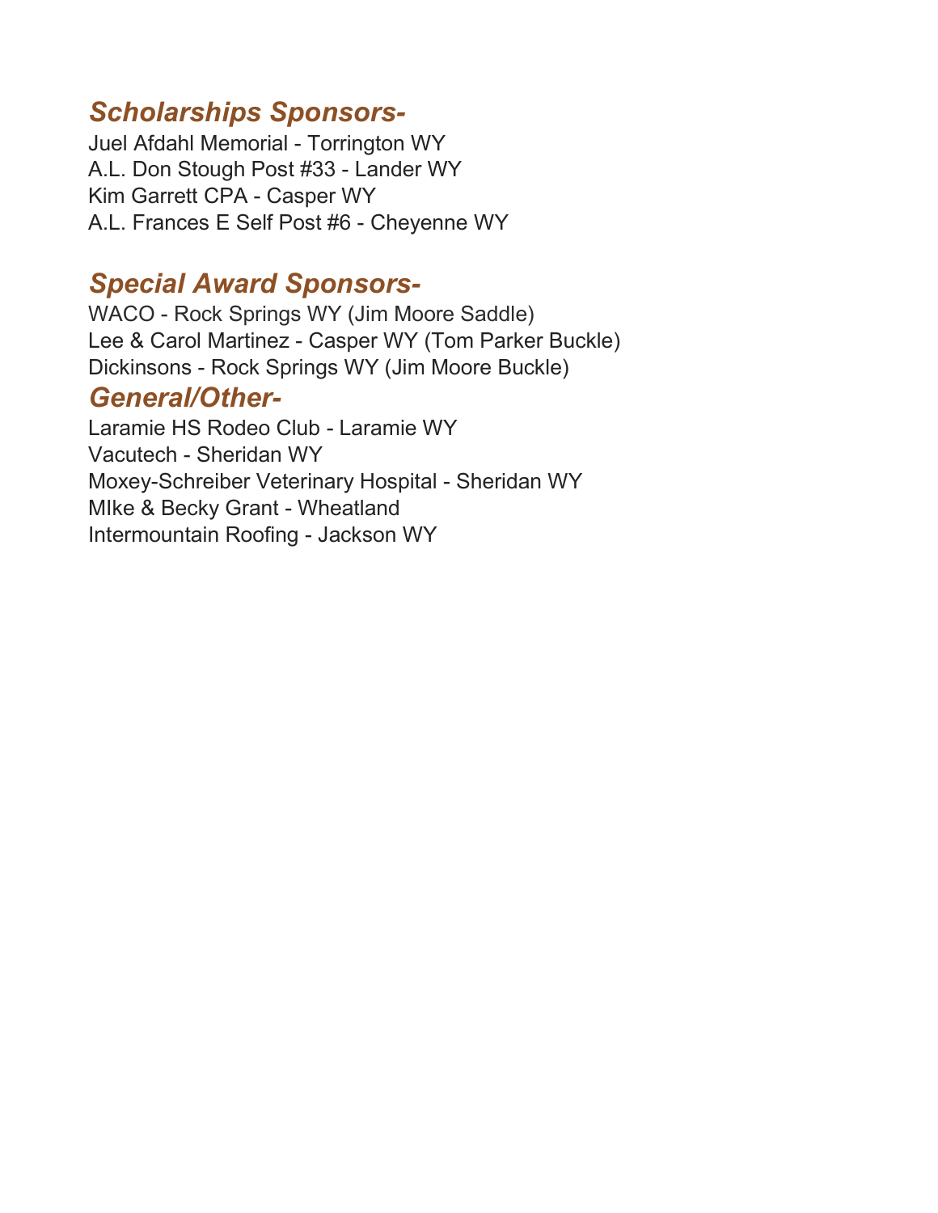## *Scholarships Sponsors-*

Juel Afdahl Memorial - Torrington WY
A.L. Don Stough Post #33 - Lander WY
Kim Garrett CPA - Casper WY
A.L. Frances E Self Post #6 - Cheyenne WY

## *Special Award Sponsors-*

WACO - Rock Springs WY (Jim Moore Saddle)
Lee & Carol Martinez - Casper WY (Tom Parker Buckle)
Dickinsons - Rock Springs WY (Jim Moore Buckle)

## *General/Other-*

Laramie HS Rodeo Club - Laramie WY
Vacutech - Sheridan WY
Moxey-Schreiber Veterinary Hospital - Sheridan WY
MIke & Becky Grant - Wheatland
Intermountain Roofing - Jackson WY